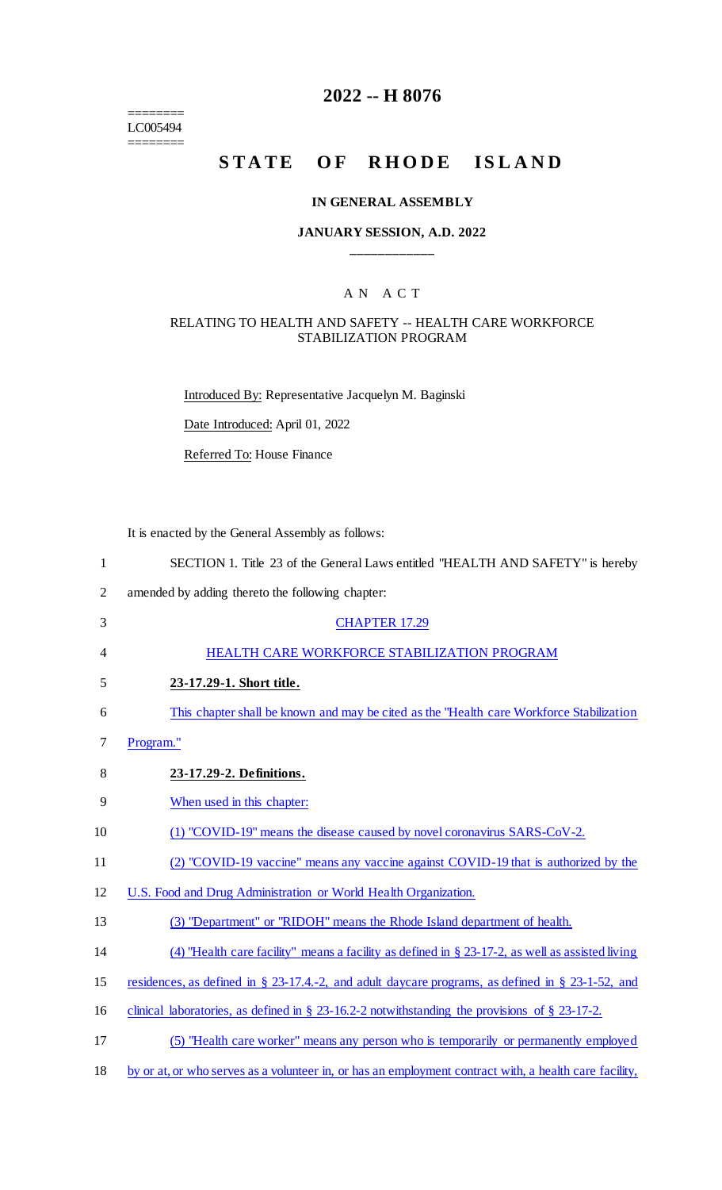========
LC005494
========

# 2022 -- H 8076

# STATE OF RHODE ISLAND

### IN GENERAL ASSEMBLY

### JANUARY SESSION, A.D. 2022

____________

### A N A C T

### RELATING TO HEALTH AND SAFETY -- HEALTH CARE WORKFORCE STABILIZATION PROGRAM

Introduced By: Representative Jacquelyn M. Baginski

Date Introduced: April 01, 2022

Referred To: House Finance

It is enacted by the General Assembly as follows:

SECTION 1. Title 23 of the General Laws entitled "HEALTH AND SAFETY" is hereby amended by adding thereto the following chapter:

CHAPTER 17.29

HEALTH CARE WORKFORCE STABILIZATION PROGRAM

**23-17.29-1. Short title.**

This chapter shall be known and may be cited as the "Health care Workforce Stabilization Program."

**23-17.29-2. Definitions.**

When used in this chapter:

(1) "COVID-19" means the disease caused by novel coronavirus SARS-CoV-2.

(2) "COVID-19 vaccine" means any vaccine against COVID-19 that is authorized by the U.S. Food and Drug Administration or World Health Organization.

(3) "Department" or "RIDOH" means the Rhode Island department of health.

(4) "Health care facility" means a facility as defined in § 23-17-2, as well as assisted living residences, as defined in § 23-17.4.-2, and adult daycare programs, as defined in § 23-1-52, and clinical laboratories, as defined in § 23-16.2-2 notwithstanding the provisions of § 23-17-2.

(5) "Health care worker" means any person who is temporarily or permanently employed by or at, or who serves as a volunteer in, or has an employment contract with, a health care facility,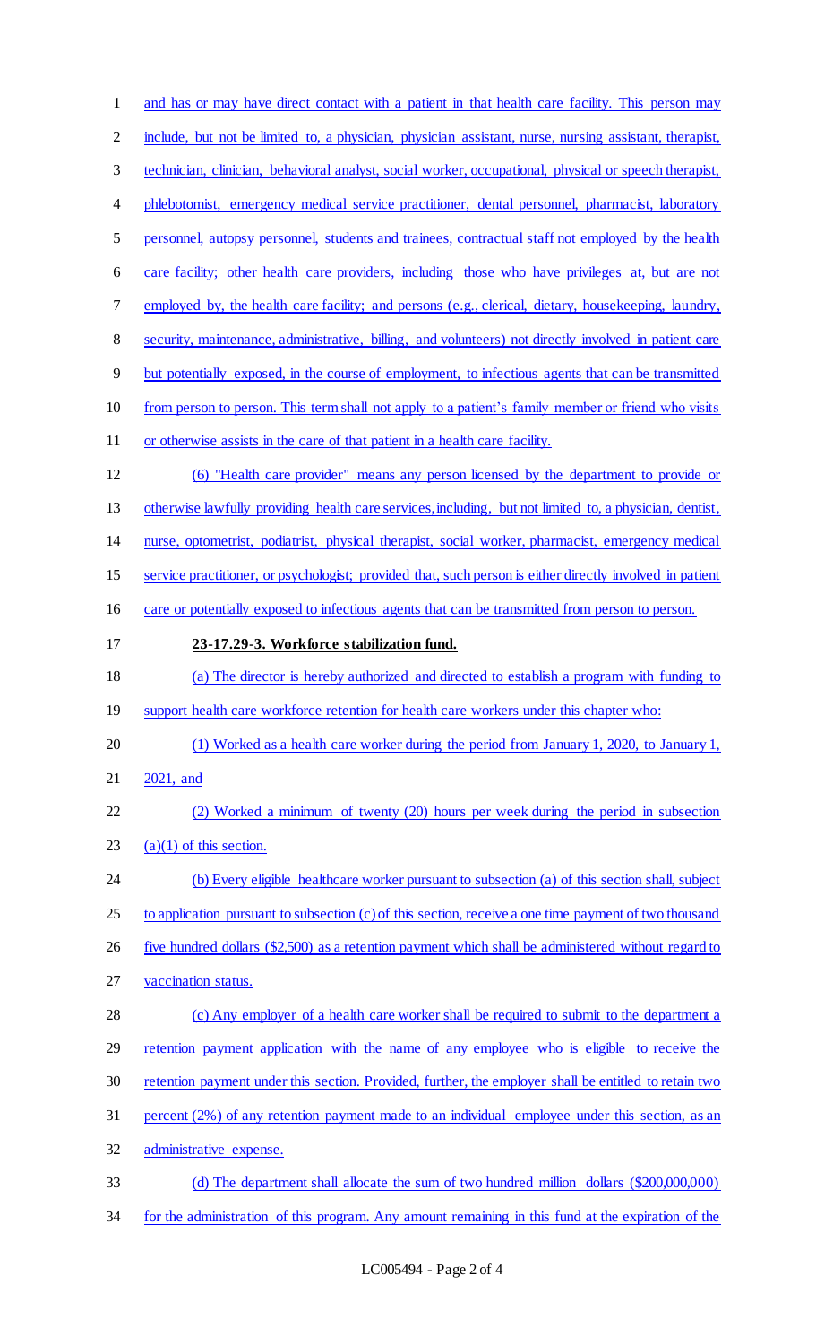and has or may have direct contact with a patient in that health care facility. This person may include, but not be limited to, a physician, physician assistant, nurse, nursing assistant, therapist, technician, clinician, behavioral analyst, social worker, occupational, physical or speech therapist, phlebotomist, emergency medical service practitioner, dental personnel, pharmacist, laboratory personnel, autopsy personnel, students and trainees, contractual staff not employed by the health care facility; other health care providers, including those who have privileges at, but are not employed by, the health care facility; and persons (e.g., clerical, dietary, housekeeping, laundry, security, maintenance, administrative, billing, and volunteers) not directly involved in patient care but potentially exposed, in the course of employment, to infectious agents that can be transmitted from person to person. This term shall not apply to a patient's family member or friend who visits or otherwise assists in the care of that patient in a health care facility.

(6) "Health care provider" means any person licensed by the department to provide or otherwise lawfully providing health care services, including, but not limited to, a physician, dentist, nurse, optometrist, podiatrist, physical therapist, social worker, pharmacist, emergency medical service practitioner, or psychologist; provided that, such person is either directly involved in patient care or potentially exposed to infectious agents that can be transmitted from person to person.

**23-17.29-3. Workforce stabilization fund.**

(a) The director is hereby authorized and directed to establish a program with funding to support health care workforce retention for health care workers under this chapter who:

(1) Worked as a health care worker during the period from January 1, 2020, to January 1, 2021, and

(2) Worked a minimum of twenty (20) hours per week during the period in subsection (a)(1) of this section.

(b) Every eligible healthcare worker pursuant to subsection (a) of this section shall, subject to application pursuant to subsection (c) of this section, receive a one time payment of two thousand five hundred dollars ($2,500) as a retention payment which shall be administered without regard to vaccination status.

(c) Any employer of a health care worker shall be required to submit to the department a retention payment application with the name of any employee who is eligible to receive the retention payment under this section. Provided, further, the employer shall be entitled to retain two percent (2%) of any retention payment made to an individual employee under this section, as an administrative expense.

(d) The department shall allocate the sum of two hundred million dollars ($200,000,000) for the administration of this program. Any amount remaining in this fund at the expiration of the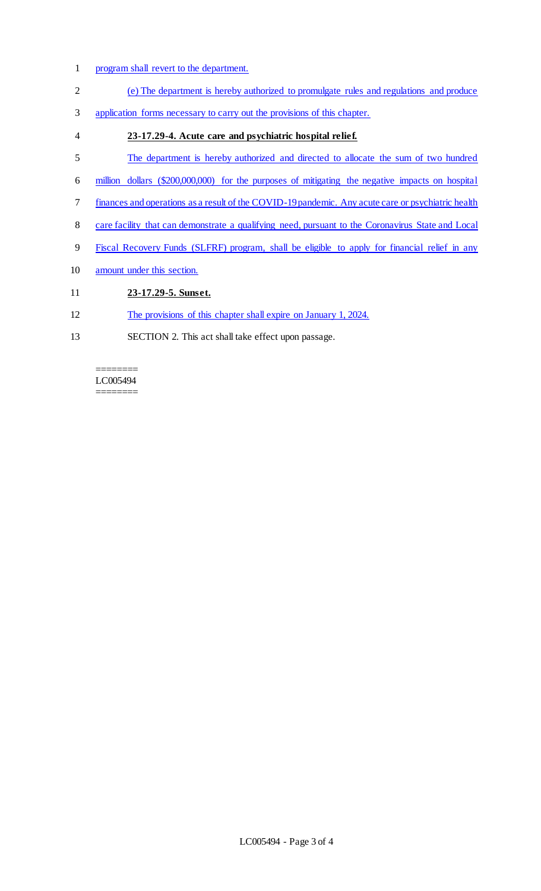program shall revert to the department.

(e) The department is hereby authorized to promulgate rules and regulations and produce application forms necessary to carry out the provisions of this chapter.

**23-17.29-4. Acute care and psychiatric hospital relief.**

The department is hereby authorized and directed to allocate the sum of two hundred million dollars ($200,000,000) for the purposes of mitigating the negative impacts on hospital finances and operations as a result of the COVID-19 pandemic. Any acute care or psychiatric health care facility that can demonstrate a qualifying need, pursuant to the Coronavirus State and Local Fiscal Recovery Funds (SLFRF) program, shall be eligible to apply for financial relief in any amount under this section.

**23-17.29-5. Sunset.**

The provisions of this chapter shall expire on January 1, 2024.

SECTION 2. This act shall take effect upon passage.

========
LC005494
========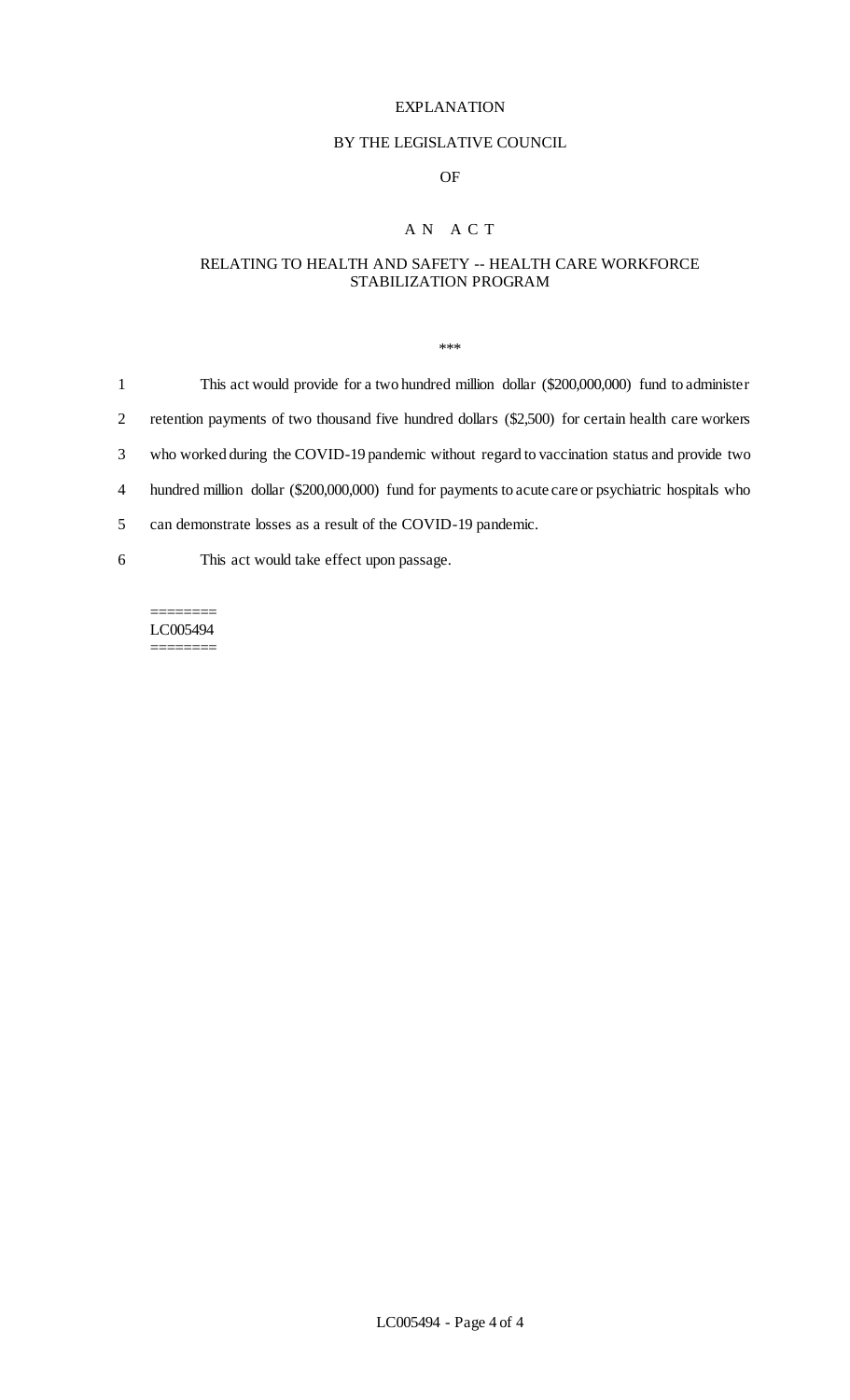EXPLANATION

BY THE LEGISLATIVE COUNCIL

OF

A N A C T

RELATING TO HEALTH AND SAFETY -- HEALTH CARE WORKFORCE STABILIZATION PROGRAM

\*\*\*

This act would provide for a two hundred million dollar ($200,000,000) fund to administer retention payments of two thousand five hundred dollars ($2,500) for certain health care workers who worked during the COVID-19 pandemic without regard to vaccination status and provide two hundred million dollar ($200,000,000) fund for payments to acute care or psychiatric hospitals who can demonstrate losses as a result of the COVID-19 pandemic.

This act would take effect upon passage.

========
LC005494
========